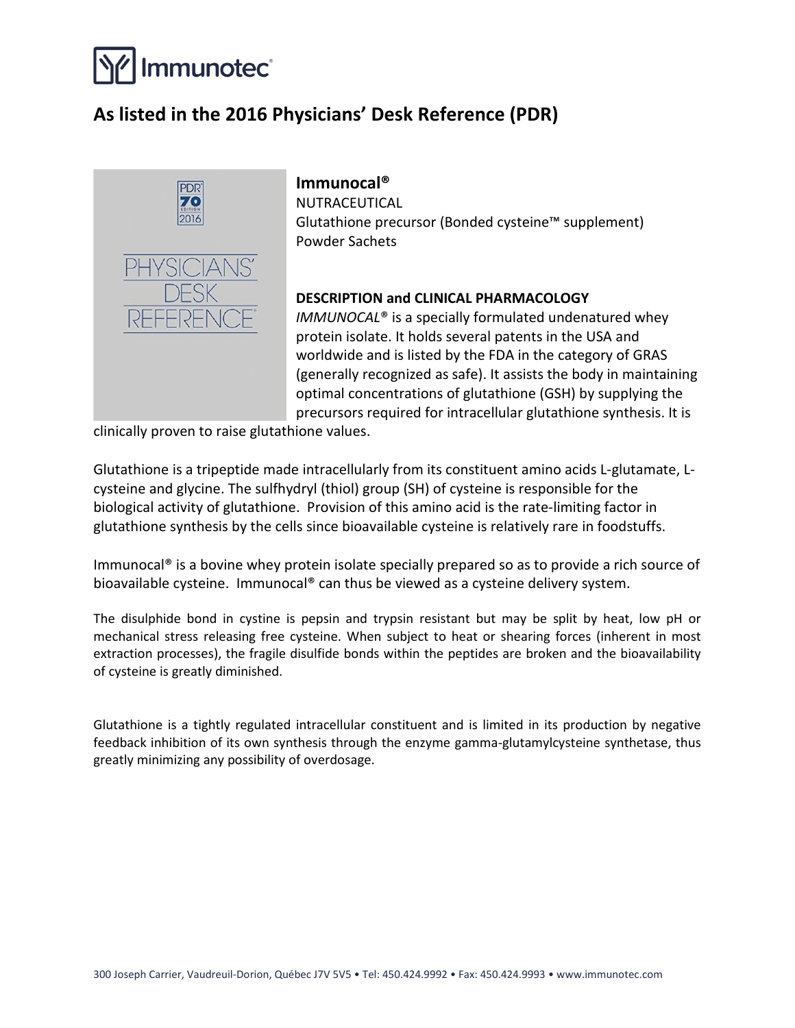# Immunotec®

## As listed in the 2016 Physicians' Desk Reference (PDR)

PDR 70 EDITION 2016

PHYSICIANS' DESK REFERENCE

### Immunocal®

NUTRACEUTICAL
Glutathione precursor (Bonded cysteine™ supplement)
Powder Sachets

### DESCRIPTION and CLINICAL PHARMACOLOGY

*IMMUNOCAL*® is a specially formulated undenatured whey protein isolate. It holds several patents in the USA and worldwide and is listed by the FDA in the category of GRAS (generally recognized as safe). It assists the body in maintaining optimal concentrations of glutathione (GSH) by supplying the precursors required for intracellular glutathione synthesis. It is clinically proven to raise glutathione values.

Glutathione is a tripeptide made intracellularly from its constituent amino acids L-glutamate, L-cysteine and glycine. The sulfhydryl (thiol) group (SH) of cysteine is responsible for the biological activity of glutathione. Provision of this amino acid is the rate-limiting factor in glutathione synthesis by the cells since bioavailable cysteine is relatively rare in foodstuffs.

Immunocal® is a bovine whey protein isolate specially prepared so as to provide a rich source of bioavailable cysteine. Immunocal® can thus be viewed as a cysteine delivery system.

The disulphide bond in cystine is pepsin and trypsin resistant but may be split by heat, low pH or mechanical stress releasing free cysteine. When subject to heat or shearing forces (inherent in most extraction processes), the fragile disulfide bonds within the peptides are broken and the bioavailability of cysteine is greatly diminished.

Glutathione is a tightly regulated intracellular constituent and is limited in its production by negative feedback inhibition of its own synthesis through the enzyme gamma-glutamylcysteine synthetase, thus greatly minimizing any possibility of overdosage.

300 Joseph Carrier, Vaudreuil-Dorion, Québec J7V 5V5 • Tel: 450.424.9992 • Fax: 450.424.9993 • www.immunotec.com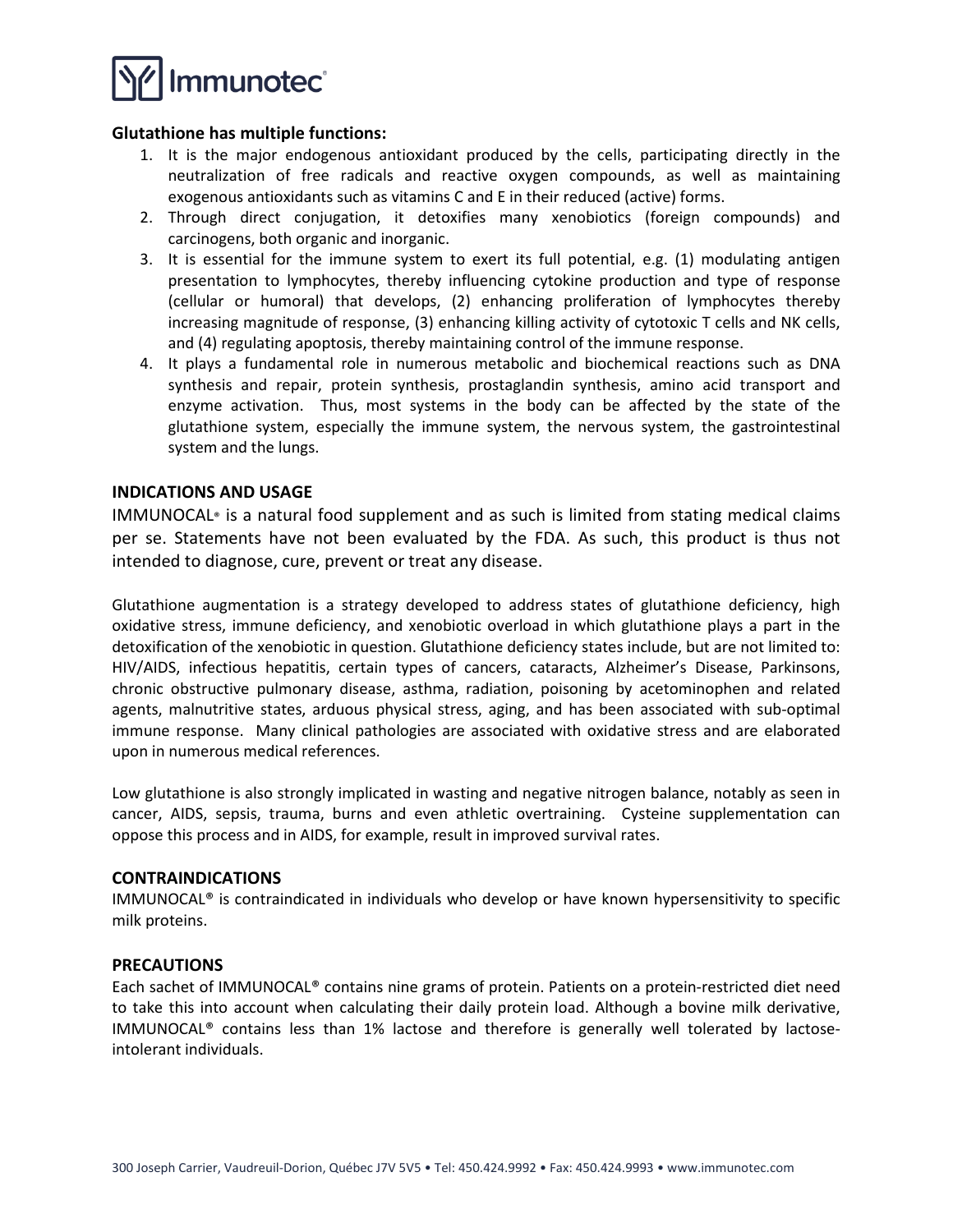**Glutathione has multiple functions:**

1. It is the major endogenous antioxidant produced by the cells, participating directly in the neutralization of free radicals and reactive oxygen compounds, as well as maintaining exogenous antioxidants such as vitamins C and E in their reduced (active) forms.
2. Through direct conjugation, it detoxifies many xenobiotics (foreign compounds) and carcinogens, both organic and inorganic.
3. It is essential for the immune system to exert its full potential, e.g. (1) modulating antigen presentation to lymphocytes, thereby influencing cytokine production and type of response (cellular or humoral) that develops, (2) enhancing proliferation of lymphocytes thereby increasing magnitude of response, (3) enhancing killing activity of cytotoxic T cells and NK cells, and (4) regulating apoptosis, thereby maintaining control of the immune response.
4. It plays a fundamental role in numerous metabolic and biochemical reactions such as DNA synthesis and repair, protein synthesis, prostaglandin synthesis, amino acid transport and enzyme activation. Thus, most systems in the body can be affected by the state of the glutathione system, especially the immune system, the nervous system, the gastrointestinal system and the lungs.

## INDICATIONS AND USAGE

IMMUNOCAL® is a natural food supplement and as such is limited from stating medical claims per se. Statements have not been evaluated by the FDA. As such, this product is thus not intended to diagnose, cure, prevent or treat any disease.

Glutathione augmentation is a strategy developed to address states of glutathione deficiency, high oxidative stress, immune deficiency, and xenobiotic overload in which glutathione plays a part in the detoxification of the xenobiotic in question. Glutathione deficiency states include, but are not limited to: HIV/AIDS, infectious hepatitis, certain types of cancers, cataracts, Alzheimer's Disease, Parkinsons, chronic obstructive pulmonary disease, asthma, radiation, poisoning by acetominophen and related agents, malnutritive states, arduous physical stress, aging, and has been associated with sub-optimal immune response. Many clinical pathologies are associated with oxidative stress and are elaborated upon in numerous medical references.

Low glutathione is also strongly implicated in wasting and negative nitrogen balance, notably as seen in cancer, AIDS, sepsis, trauma, burns and even athletic overtraining. Cysteine supplementation can oppose this process and in AIDS, for example, result in improved survival rates.

## CONTRAINDICATIONS

IMMUNOCAL® is contraindicated in individuals who develop or have known hypersensitivity to specific milk proteins.

## PRECAUTIONS

Each sachet of IMMUNOCAL® contains nine grams of protein. Patients on a protein-restricted diet need to take this into account when calculating their daily protein load. Although a bovine milk derivative, IMMUNOCAL® contains less than 1% lactose and therefore is generally well tolerated by lactose-intolerant individuals.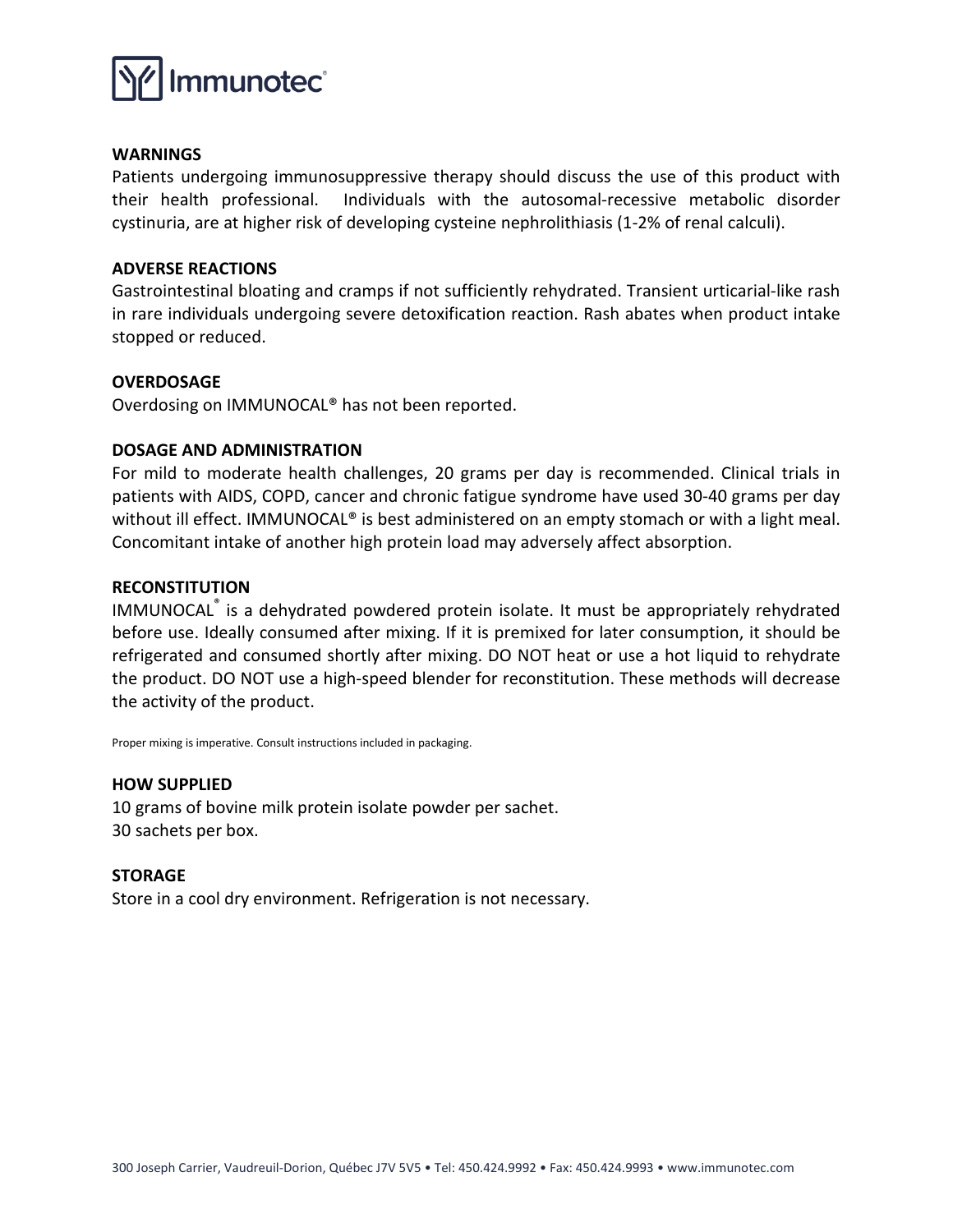## WARNINGS

Patients undergoing immunosuppressive therapy should discuss the use of this product with their health professional. Individuals with the autosomal-recessive metabolic disorder cystinuria, are at higher risk of developing cysteine nephrolithiasis (1-2% of renal calculi).

## ADVERSE REACTIONS

Gastrointestinal bloating and cramps if not sufficiently rehydrated. Transient urticarial-like rash in rare individuals undergoing severe detoxification reaction. Rash abates when product intake stopped or reduced.

## OVERDOSAGE

Overdosing on IMMUNOCAL® has not been reported.

## DOSAGE AND ADMINISTRATION

For mild to moderate health challenges, 20 grams per day is recommended. Clinical trials in patients with AIDS, COPD, cancer and chronic fatigue syndrome have used 30-40 grams per day without ill effect. IMMUNOCAL® is best administered on an empty stomach or with a light meal. Concomitant intake of another high protein load may adversely affect absorption.

## RECONSTITUTION

IMMUNOCAL® is a dehydrated powdered protein isolate. It must be appropriately rehydrated before use. Ideally consumed after mixing. If it is premixed for later consumption, it should be refrigerated and consumed shortly after mixing. DO NOT heat or use a hot liquid to rehydrate the product. DO NOT use a high-speed blender for reconstitution. These methods will decrease the activity of the product.

Proper mixing is imperative. Consult instructions included in packaging.

## HOW SUPPLIED

10 grams of bovine milk protein isolate powder per sachet.
30 sachets per box.

## STORAGE

Store in a cool dry environment. Refrigeration is not necessary.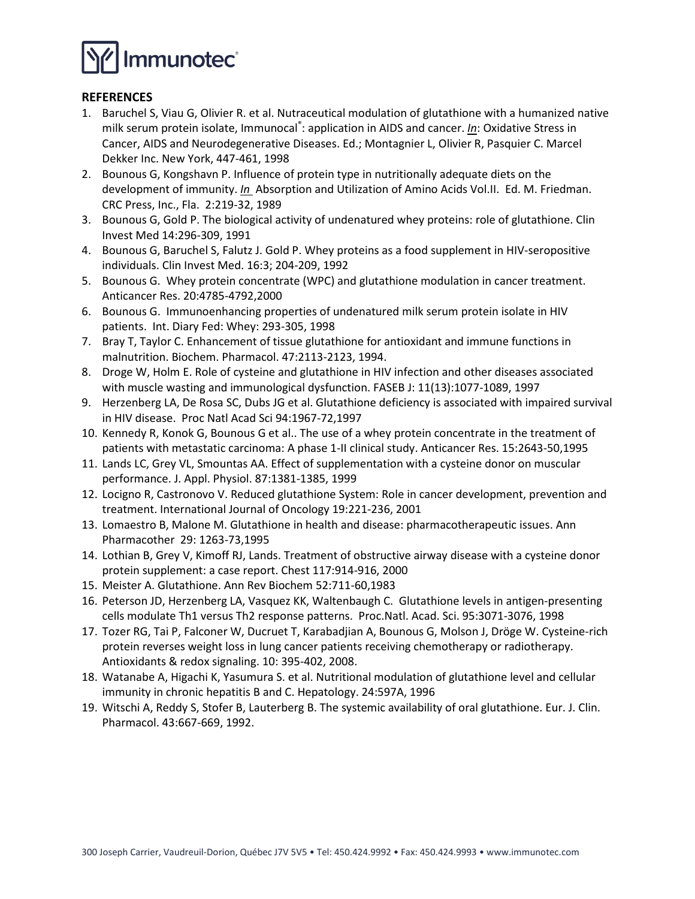## REFERENCES

1. Baruchel S, Viau G, Olivier R. et al. Nutraceutical modulation of glutathione with a humanized native milk serum protein isolate, Immunocal®: application in AIDS and cancer. *In*: Oxidative Stress in Cancer, AIDS and Neurodegenerative Diseases. Ed.; Montagnier L, Olivier R, Pasquier C. Marcel Dekker Inc. New York, 447-461, 1998
2. Bounous G, Kongshavn P. Influence of protein type in nutritionally adequate diets on the development of immunity. *In* Absorption and Utilization of Amino Acids Vol.II. Ed. M. Friedman. CRC Press, Inc., Fla. 2:219-32, 1989
3. Bounous G, Gold P. The biological activity of undenatured whey proteins: role of glutathione. Clin Invest Med 14:296-309, 1991
4. Bounous G, Baruchel S, Falutz J. Gold P. Whey proteins as a food supplement in HIV-seropositive individuals. Clin Invest Med. 16:3; 204-209, 1992
5. Bounous G. Whey protein concentrate (WPC) and glutathione modulation in cancer treatment. Anticancer Res. 20:4785-4792,2000
6. Bounous G. Immunoenhancing properties of undenatured milk serum protein isolate in HIV patients. Int. Diary Fed: Whey: 293-305, 1998
7. Bray T, Taylor C. Enhancement of tissue glutathione for antioxidant and immune functions in malnutrition. Biochem. Pharmacol. 47:2113-2123, 1994.
8. Droge W, Holm E. Role of cysteine and glutathione in HIV infection and other diseases associated with muscle wasting and immunological dysfunction. FASEB J: 11(13):1077-1089, 1997
9. Herzenberg LA, De Rosa SC, Dubs JG et al. Glutathione deficiency is associated with impaired survival in HIV disease. Proc Natl Acad Sci 94:1967-72,1997
10. Kennedy R, Konok G, Bounous G et al.. The use of a whey protein concentrate in the treatment of patients with metastatic carcinoma: A phase 1-II clinical study. Anticancer Res. 15:2643-50,1995
11. Lands LC, Grey VL, Smountas AA. Effect of supplementation with a cysteine donor on muscular performance. J. Appl. Physiol. 87:1381-1385, 1999
12. Locigno R, Castronovo V. Reduced glutathione System: Role in cancer development, prevention and treatment. International Journal of Oncology 19:221-236, 2001
13. Lomaestro B, Malone M. Glutathione in health and disease: pharmacotherapeutic issues. Ann Pharmacother 29: 1263-73,1995
14. Lothian B, Grey V, Kimoff RJ, Lands. Treatment of obstructive airway disease with a cysteine donor protein supplement: a case report. Chest 117:914-916, 2000
15. Meister A. Glutathione. Ann Rev Biochem 52:711-60,1983
16. Peterson JD, Herzenberg LA, Vasquez KV, Waltenbaugh C. Glutathione levels in antigen-presenting cells modulate Th1 versus Th2 response patterns. Proc.Natl. Acad. Sci. 95:3071-3076, 1998
17. Tozer RG, Tai P, Falconer W, Ducruet T, Karabadjian A, Bounous G, Molson J, Dröge W. Cysteine-rich protein reverses weight loss in lung cancer patients receiving chemotherapy or radiotherapy. Antioxidants & redox signaling. 10: 395-402, 2008.
18. Watanabe A, Higachi K, Yasumura S. et al. Nutritional modulation of glutathione level and cellular immunity in chronic hepatitis B and C. Hepatology. 24:597A, 1996
19. Witschi A, Reddy S, Stofer B, Lauterberg B. The systemic availability of oral glutathione. Eur. J. Clin. Pharmacol. 43:667-669, 1992.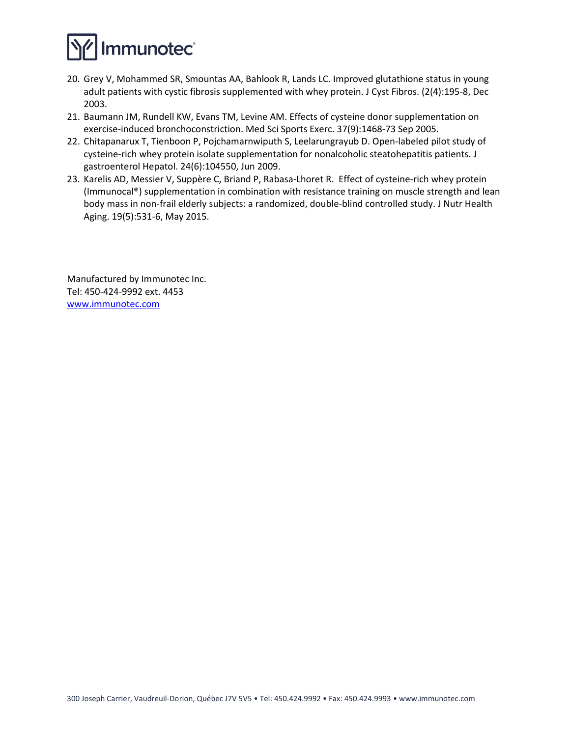20. Grey V, Mohammed SR, Smountas AA, Bahlook R, Lands LC. Improved glutathione status in young adult patients with cystic fibrosis supplemented with whey protein. J Cyst Fibros. (2(4):195-8, Dec 2003.
21. Baumann JM, Rundell KW, Evans TM, Levine AM. Effects of cysteine donor supplementation on exercise-induced bronchoconstriction. Med Sci Sports Exerc. 37(9):1468-73 Sep 2005.
22. Chitapanarux T, Tienboon P, Pojchamarnwiputh S, Leelarungrayub D. Open-labeled pilot study of cysteine-rich whey protein isolate supplementation for nonalcoholic steatohepatitis patients. J gastroenterol Hepatol. 24(6):104550, Jun 2009.
23. Karelis AD, Messier V, Suppère C, Briand P, Rabasa-Lhoret R. Effect of cysteine-rich whey protein (Immunocal®) supplementation in combination with resistance training on muscle strength and lean body mass in non-frail elderly subjects: a randomized, double-blind controlled study. J Nutr Health Aging. 19(5):531-6, May 2015.

Manufactured by Immunotec Inc.
Tel: 450-424-9992 ext. 4453
www.immunotec.com